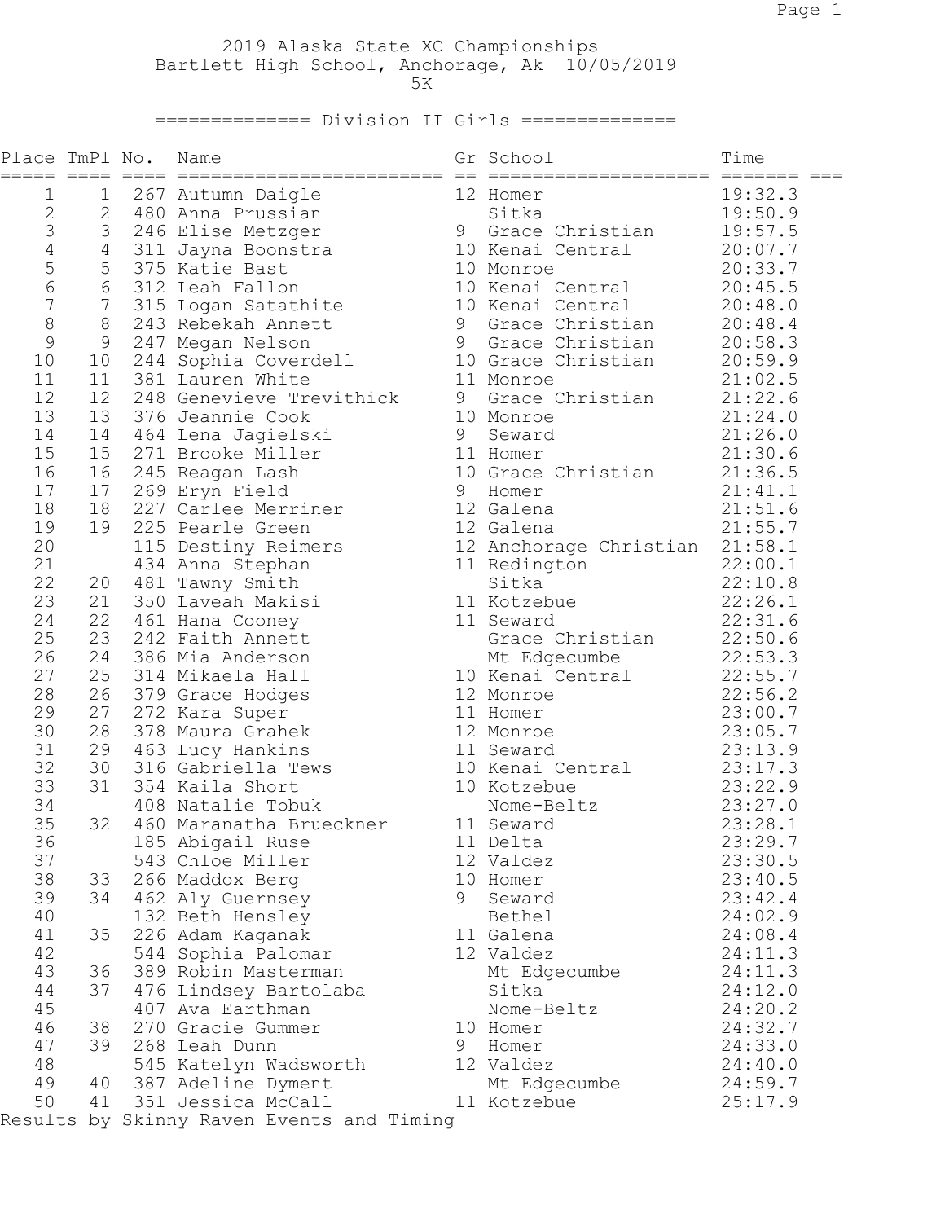# 2019 Alaska State XC Championships

Bartlett High School, Anchorage, Ak 10/05/2019

5K

## ============== Division II Girls ==============

| Place | TmPl | No. | Name | Gr | School | Time |
|---|---|---|---|---|---|---|
| 1 | 1 | 267 | Autumn Daigle | 12 | Homer | 19:32.3 |
| 2 | 2 | 480 | Anna Prussian | | Sitka | 19:50.9 |
| 3 | 3 | 246 | Elise Metzger | 9 | Grace Christian | 19:57.5 |
| 4 | 4 | 311 | Jayna Boonstra | 10 | Kenai Central | 20:07.7 |
| 5 | 5 | 375 | Katie Bast | 10 | Monroe | 20:33.7 |
| 6 | 6 | 312 | Leah Fallon | 10 | Kenai Central | 20:45.5 |
| 7 | 7 | 315 | Logan Satathite | 10 | Kenai Central | 20:48.0 |
| 8 | 8 | 243 | Rebekah Annett | 9 | Grace Christian | 20:48.4 |
| 9 | 9 | 247 | Megan Nelson | 9 | Grace Christian | 20:58.3 |
| 10 | 10 | 244 | Sophia Coverdell | 10 | Grace Christian | 20:59.9 |
| 11 | 11 | 381 | Lauren White | 11 | Monroe | 21:02.5 |
| 12 | 12 | 248 | Genevieve Trevithick | 9 | Grace Christian | 21:22.6 |
| 13 | 13 | 376 | Jeannie Cook | 10 | Monroe | 21:24.0 |
| 14 | 14 | 464 | Lena Jagielski | 9 | Seward | 21:26.0 |
| 15 | 15 | 271 | Brooke Miller | 11 | Homer | 21:30.6 |
| 16 | 16 | 245 | Reagan Lash | 10 | Grace Christian | 21:36.5 |
| 17 | 17 | 269 | Eryn Field | 9 | Homer | 21:41.1 |
| 18 | 18 | 227 | Carlee Merriner | 12 | Galena | 21:51.6 |
| 19 | 19 | 225 | Pearle Green | 12 | Galena | 21:55.7 |
| 20 | | 115 | Destiny Reimers | 12 | Anchorage Christian | 21:58.1 |
| 21 | | 434 | Anna Stephan | 11 | Redington | 22:00.1 |
| 22 | 20 | 481 | Tawny Smith | | Sitka | 22:10.8 |
| 23 | 21 | 350 | Laveah Makisi | 11 | Kotzebue | 22:26.1 |
| 24 | 22 | 461 | Hana Cooney | 11 | Seward | 22:31.6 |
| 25 | 23 | 242 | Faith Annett | | Grace Christian | 22:50.6 |
| 26 | 24 | 386 | Mia Anderson | | Mt Edgecumbe | 22:53.3 |
| 27 | 25 | 314 | Mikaela Hall | 10 | Kenai Central | 22:55.7 |
| 28 | 26 | 379 | Grace Hodges | 12 | Monroe | 22:56.2 |
| 29 | 27 | 272 | Kara Super | 11 | Homer | 23:00.7 |
| 30 | 28 | 378 | Maura Grahek | 12 | Monroe | 23:05.7 |
| 31 | 29 | 463 | Lucy Hankins | 11 | Seward | 23:13.9 |
| 32 | 30 | 316 | Gabriella Tews | 10 | Kenai Central | 23:17.3 |
| 33 | 31 | 354 | Kaila Short | 10 | Kotzebue | 23:22.9 |
| 34 | | 408 | Natalie Tobuk | | Nome-Beltz | 23:27.0 |
| 35 | 32 | 460 | Maranatha Brueckner | 11 | Seward | 23:28.1 |
| 36 | | 185 | Abigail Ruse | 11 | Delta | 23:29.7 |
| 37 | | 543 | Chloe Miller | 12 | Valdez | 23:30.5 |
| 38 | 33 | 266 | Maddox Berg | 10 | Homer | 23:40.5 |
| 39 | 34 | 462 | Aly Guernsey | 9 | Seward | 23:42.4 |
| 40 | | 132 | Beth Hensley | | Bethel | 24:02.9 |
| 41 | 35 | 226 | Adam Kaganak | 11 | Galena | 24:08.4 |
| 42 | | 544 | Sophia Palomar | 12 | Valdez | 24:11.3 |
| 43 | 36 | 389 | Robin Masterman | | Mt Edgecumbe | 24:11.3 |
| 44 | 37 | 476 | Lindsey Bartolaba | | Sitka | 24:12.0 |
| 45 | | 407 | Ava Earthman | | Nome-Beltz | 24:20.2 |
| 46 | 38 | 270 | Gracie Gummer | 10 | Homer | 24:32.7 |
| 47 | 39 | 268 | Leah Dunn | 9 | Homer | 24:33.0 |
| 48 | | 545 | Katelyn Wadsworth | 12 | Valdez | 24:40.0 |
| 49 | 40 | 387 | Adeline Dyment | | Mt Edgecumbe | 24:59.7 |
| 50 | 41 | 351 | Jessica McCall | 11 | Kotzebue | 25:17.9 |

Results by Skinny Raven Events and Timing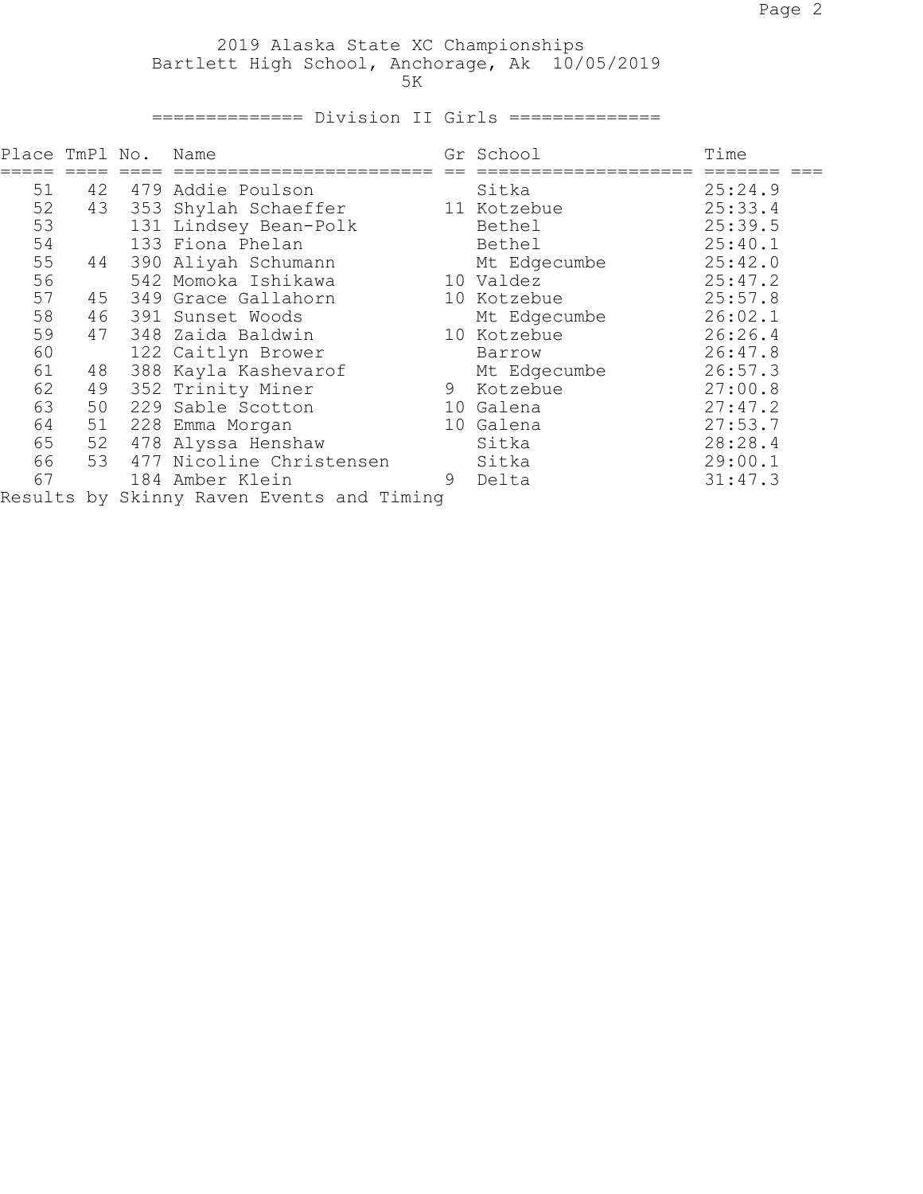2019 Alaska State XC Championships
Bartlett High School, Anchorage, Ak 10/05/2019
5K

## Division II Girls

| Place | TmPl | No. | Name | Gr | School | Time | |
|---|---|---|---|---|---|---|---|
| 51 | 42 | 479 | Addie Poulson | | Sitka | 25:24.9 | |
| 52 | 43 | 353 | Shylah Schaeffer | 11 | Kotzebue | 25:33.4 | |
| 53 | | 131 | Lindsey Bean-Polk | | Bethel | 25:39.5 | |
| 54 | | 133 | Fiona Phelan | | Bethel | 25:40.1 | |
| 55 | 44 | 390 | Aliyah Schumann | | Mt Edgecumbe | 25:42.0 | |
| 56 | | 542 | Momoka Ishikawa | 10 | Valdez | 25:47.2 | |
| 57 | 45 | 349 | Grace Gallahorn | 10 | Kotzebue | 25:57.8 | |
| 58 | 46 | 391 | Sunset Woods | | Mt Edgecumbe | 26:02.1 | |
| 59 | 47 | 348 | Zaida Baldwin | 10 | Kotzebue | 26:26.4 | |
| 60 | | 122 | Caitlyn Brower | | Barrow | 26:47.8 | |
| 61 | 48 | 388 | Kayla Kashevarof | | Mt Edgecumbe | 26:57.3 | |
| 62 | 49 | 352 | Trinity Miner | 9 | Kotzebue | 27:00.8 | |
| 63 | 50 | 229 | Sable Scotton | 10 | Galena | 27:47.2 | |
| 64 | 51 | 228 | Emma Morgan | 10 | Galena | 27:53.7 | |
| 65 | 52 | 478 | Alyssa Henshaw | | Sitka | 28:28.4 | |
| 66 | 53 | 477 | Nicoline Christensen | | Sitka | 29:00.1 | |
| 67 | | 184 | Amber Klein | 9 | Delta | 31:47.3 | |

Results by Skinny Raven Events and Timing